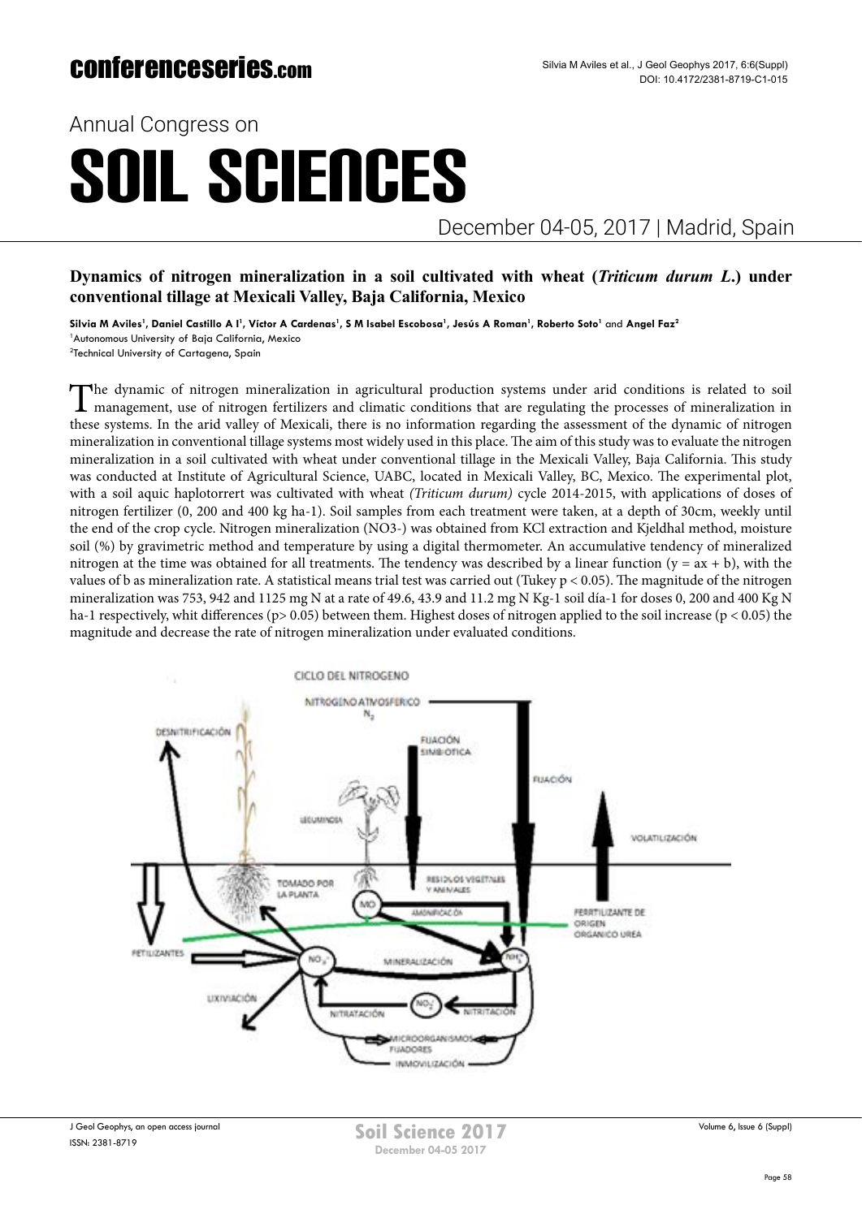Annual Congress on

# SOIL SCIENCES

December 04-05, 2017 | Madrid, Spain

## Dynamics of nitrogen mineralization in a soil cultivated with wheat (*Triticum durum L.*) under conventional tillage at Mexicali Valley, Baja California, Mexico

**Silvia M Aviles[1], Daniel Castillo A I[1], Víctor A Cardenas[1], S M Isabel Escobosa[1], Jesús A Roman[1], Roberto Soto[1]** and **Angel Faz[2]**

[1]Autonomous University of Baja California, Mexico

[2]Technical University of Cartagena, Spain

The dynamic of nitrogen mineralization in agricultural production systems under arid conditions is related to soil management, use of nitrogen fertilizers and climatic conditions that are regulating the processes of mineralization in these systems. In the arid valley of Mexicali, there is no information regarding the assessment of the dynamic of nitrogen mineralization in conventional tillage systems most widely used in this place. The aim of this study was to evaluate the nitrogen mineralization in a soil cultivated with wheat under conventional tillage in the Mexicali Valley, Baja California. This study was conducted at Institute of Agricultural Science, UABC, located in Mexicali Valley, BC, Mexico. The experimental plot, with a soil aquic haplotorrert was cultivated with wheat *(Triticum durum)* cycle 2014-2015, with applications of doses of nitrogen fertilizer (0, 200 and 400 kg ha-1). Soil samples from each treatment were taken, at a depth of 30cm, weekly until the end of the crop cycle. Nitrogen mineralization (NO3-) was obtained from KCl extraction and Kjeldhal method, moisture soil (%) by gravimetric method and temperature by using a digital thermometer. An accumulative tendency of mineralized nitrogen at the time was obtained for all treatments. The tendency was described by a linear function ($y = ax + b$), with the values of b as mineralization rate. A statistical means trial test was carried out (Tukey $p < 0.05$). The magnitude of the nitrogen mineralization was 753, 942 and 1125 mg N at a rate of 49.6, 43.9 and 11.2 mg N Kg-1 soil día-1 for doses 0, 200 and 400 Kg N ha-1 respectively, whit differences ($p > 0.05$) between them. Highest doses of nitrogen applied to the soil increase ($p < 0.05$) the magnitude and decrease the rate of nitrogen mineralization under evaluated conditions.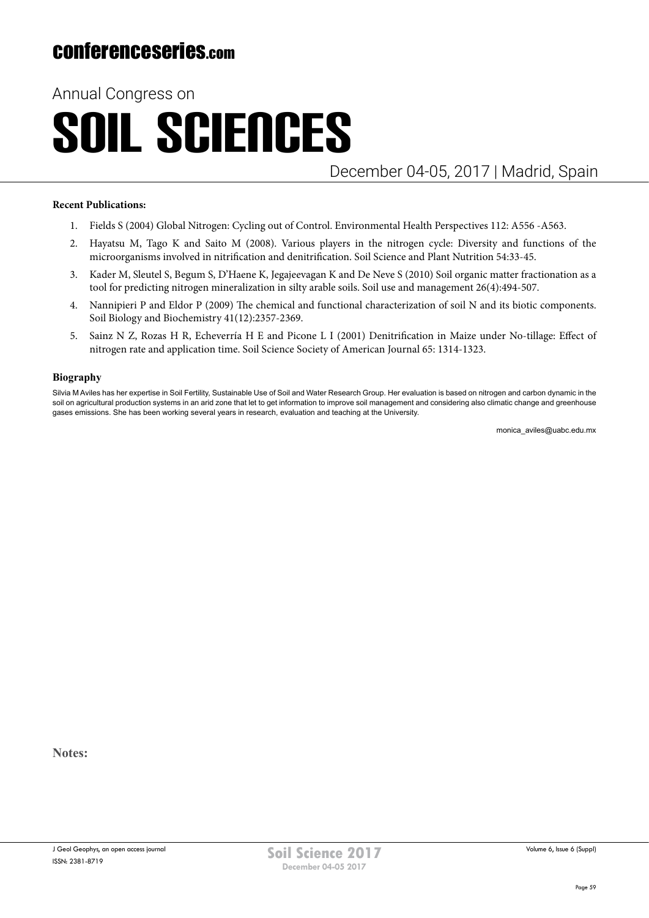**Recent Publications:**

1. Fields S (2004) Global Nitrogen: Cycling out of Control. Environmental Health Perspectives 112: A556 -A563.
2. Hayatsu M, Tago K and Saito M (2008). Various players in the nitrogen cycle: Diversity and functions of the microorganisms involved in nitrification and denitrification. Soil Science and Plant Nutrition 54:33-45.
3. Kader M, Sleutel S, Begum S, D'Haene K, Jegajeevagan K and De Neve S (2010) Soil organic matter fractionation as a tool for predicting nitrogen mineralization in silty arable soils. Soil use and management 26(4):494-507.
4. Nannipieri P and Eldor P (2009) The chemical and functional characterization of soil N and its biotic components. Soil Biology and Biochemistry 41(12):2357-2369.
5. Sainz N Z, Rozas H R, Echeverría H E and Picone L I (2001) Denitrification in Maize under No-tillage: Effect of nitrogen rate and application time. Soil Science Society of American Journal 65: 1314-1323.

**Biography**

Silvia M Aviles has her expertise in Soil Fertility, Sustainable Use of Soil and Water Research Group. Her evaluation is based on nitrogen and carbon dynamic in the soil on agricultural production systems in an arid zone that let to get information to improve soil management and considering also climatic change and greenhouse gases emissions. She has been working several years in research, evaluation and teaching at the University.

monica_aviles@uabc.edu.mx

**Notes:**